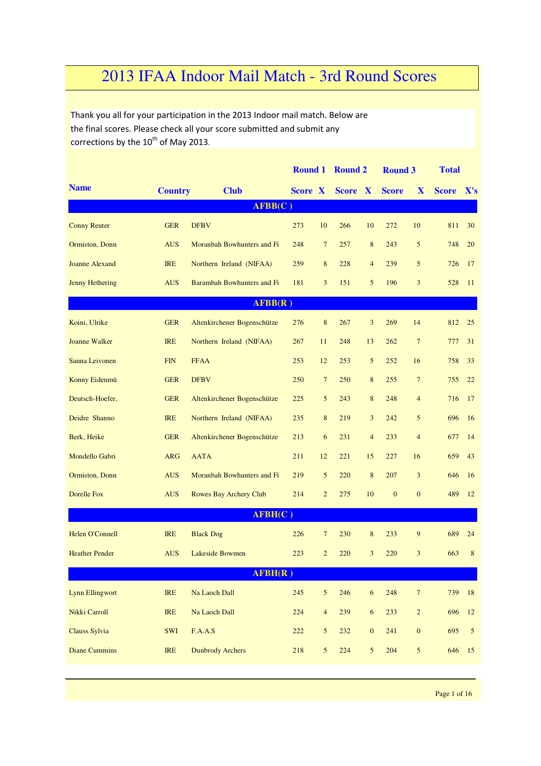# 2013 IFAA Indoor Mail Match - 3rd Round Scores

Thank you all for your participation in the 2013 Indoor mail match. Below are the final scores. Please check all your score submitted and submit any corrections by the 10th of May 2013.

| Name | Country | Club | Round 1 Score | X | Round 2 Score | X | Round 3 Score | X | Total Score | X's |
|---|---|---|---|---|---|---|---|---|---|---|
| **AFBB(C )** | | | | | | | | | | |
| Conny Reuter | GER | DFBV | 273 | 10 | 266 | 10 | 272 | 10 | 811 | 30 |
| Ormiston, Donn | AUS | Moranbah Bowhunters and Fi | 248 | 7 | 257 | 8 | 243 | 5 | 748 | 20 |
| Joanne Alexand | IRE | Northern Ireland (NIFAA) | 259 | 8 | 228 | 4 | 239 | 5 | 726 | 17 |
| Jenny Hethering | AUS | Barambah Bowhunters and Fi | 181 | 3 | 151 | 5 | 196 | 3 | 528 | 11 |
| **AFBB(R )** | | | | | | | | | | |
| Koini, Ulrike | GER | Altenkirchener Bogenschütze | 276 | 8 | 267 | 3 | 269 | 14 | 812 | 25 |
| Joanne Walker | IRE | Northern Ireland (NIFAA) | 267 | 11 | 248 | 13 | 262 | 7 | 777 | 31 |
| Sanna Leivonen | FIN | FFAA | 253 | 12 | 253 | 5 | 252 | 16 | 758 | 33 |
| Konny Eidenmü | GER | DFBV | 250 | 7 | 250 | 8 | 255 | 7 | 755 | 22 |
| Deutsch-Hoefer, | GER | Altenkirchener Bogenschütze | 225 | 5 | 243 | 8 | 248 | 4 | 716 | 17 |
| Deidre Shanno | IRE | Northern Ireland (NIFAA) | 235 | 8 | 219 | 3 | 242 | 5 | 696 | 16 |
| Berk, Heike | GER | Altenkirchener Bogenschütze | 213 | 6 | 231 | 4 | 233 | 4 | 677 | 14 |
| Mondello Gabri | ARG | AATA | 211 | 12 | 221 | 15 | 227 | 16 | 659 | 43 |
| Ormiston, Donn | AUS | Moranbah Bowhunters and Fi | 219 | 5 | 220 | 8 | 207 | 3 | 646 | 16 |
| Dorelle Fox | AUS | Rowes Bay Archery Club | 214 | 2 | 275 | 10 | 0 | 0 | 489 | 12 |
| **AFBH(C )** | | | | | | | | | | |
| Helen O'Connell | IRE | Black Dog | 226 | 7 | 230 | 8 | 233 | 9 | 689 | 24 |
| Heather Pender | AUS | Lakeside Bowmen | 223 | 2 | 220 | 3 | 220 | 3 | 663 | 8 |
| **AFBH(R )** | | | | | | | | | | |
| Lynn Ellingwort | IRE | Na Laoch Dall | 245 | 5 | 246 | 6 | 248 | 7 | 739 | 18 |
| Nikki Carroll | IRE | Na Laoch Dall | 224 | 4 | 239 | 6 | 233 | 2 | 696 | 12 |
| Clauss Sylvia | SWI | F.A.A.S | 222 | 5 | 232 | 0 | 241 | 0 | 695 | 5 |
| Diane Cummins | IRE | Dunbrody Archers | 218 | 5 | 224 | 5 | 204 | 5 | 646 | 15 |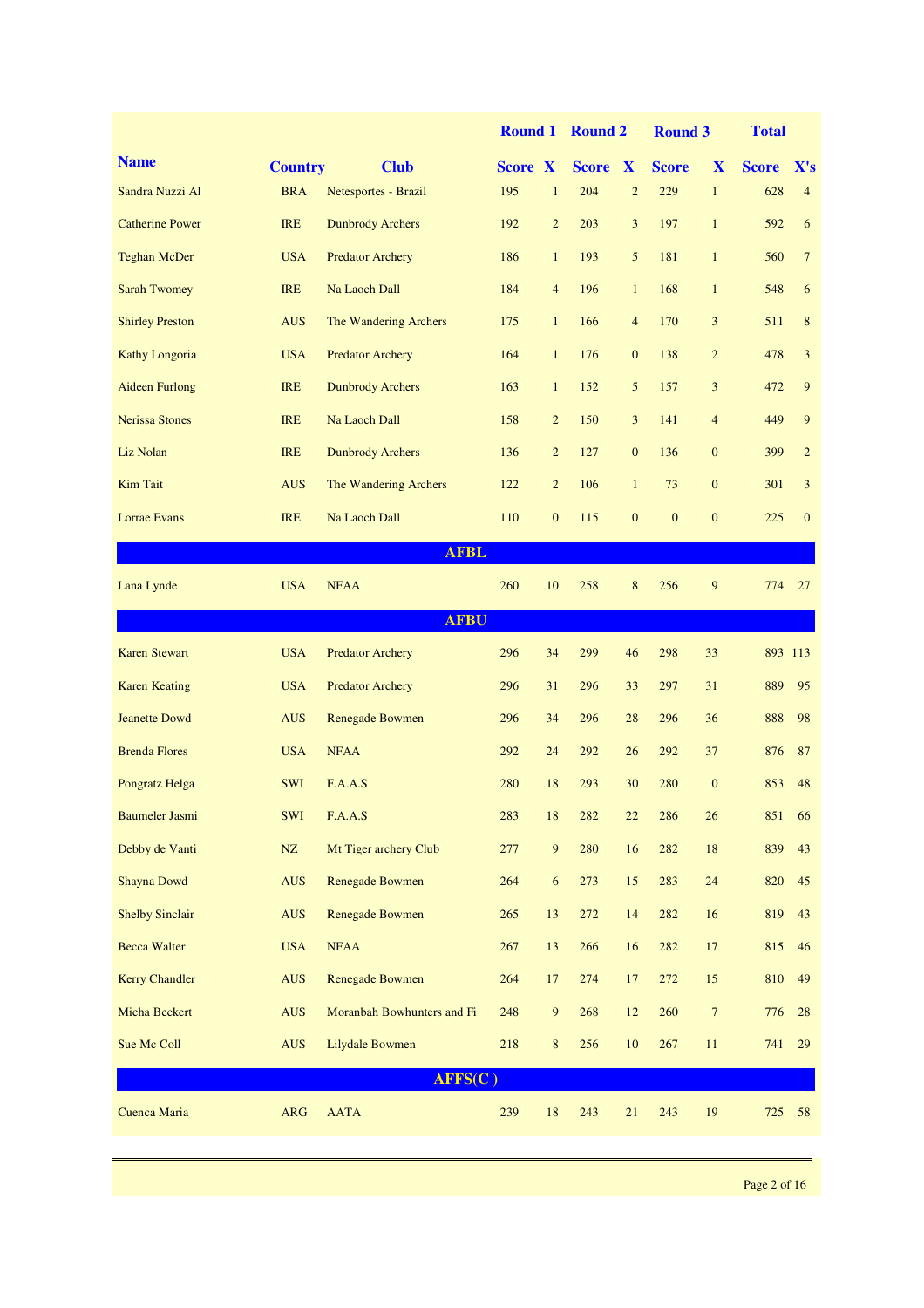| Name | Country | Club | Round 1 | | Round 2 | | Round 3 | | Total | |
|---|---|---|---|---|---|---|---|---|---|---|
| | | | Score | X | Score | X | Score | X | Score | X's |
| Sandra Nuzzi Al | BRA | Netesportes - Brazil | 195 | 1 | 204 | 2 | 229 | 1 | 628 | 4 |
| Catherine Power | IRE | Dunbrody Archers | 192 | 2 | 203 | 3 | 197 | 1 | 592 | 6 |
| Teghan McDer | USA | Predator Archery | 186 | 1 | 193 | 5 | 181 | 1 | 560 | 7 |
| Sarah Twomey | IRE | Na Laoch Dall | 184 | 4 | 196 | 1 | 168 | 1 | 548 | 6 |
| Shirley Preston | AUS | The Wandering Archers | 175 | 1 | 166 | 4 | 170 | 3 | 511 | 8 |
| Kathy Longoria | USA | Predator Archery | 164 | 1 | 176 | 0 | 138 | 2 | 478 | 3 |
| Aideen Furlong | IRE | Dunbrody Archers | 163 | 1 | 152 | 5 | 157 | 3 | 472 | 9 |
| Nerissa Stones | IRE | Na Laoch Dall | 158 | 2 | 150 | 3 | 141 | 4 | 449 | 9 |
| Liz Nolan | IRE | Dunbrody Archers | 136 | 2 | 127 | 0 | 136 | 0 | 399 | 2 |
| Kim Tait | AUS | The Wandering Archers | 122 | 2 | 106 | 1 | 73 | 0 | 301 | 3 |
| Lorrae Evans | IRE | Na Laoch Dall | 110 | 0 | 115 | 0 | 0 | 0 | 225 | 0 |
| **AFBL** | | | | | | | | | | |
| Lana Lynde | USA | NFAA | 260 | 10 | 258 | 8 | 256 | 9 | 774 | 27 |
| **AFBU** | | | | | | | | | | |
| Karen Stewart | USA | Predator Archery | 296 | 34 | 299 | 46 | 298 | 33 | 893 | 113 |
| Karen Keating | USA | Predator Archery | 296 | 31 | 296 | 33 | 297 | 31 | 889 | 95 |
| Jeanette Dowd | AUS | Renegade Bowmen | 296 | 34 | 296 | 28 | 296 | 36 | 888 | 98 |
| Brenda Flores | USA | NFAA | 292 | 24 | 292 | 26 | 292 | 37 | 876 | 87 |
| Pongratz Helga | SWI | F.A.A.S | 280 | 18 | 293 | 30 | 280 | 0 | 853 | 48 |
| Baumeler Jasmi | SWI | F.A.A.S | 283 | 18 | 282 | 22 | 286 | 26 | 851 | 66 |
| Debby de Vanti | NZ | Mt Tiger archery Club | 277 | 9 | 280 | 16 | 282 | 18 | 839 | 43 |
| Shayna Dowd | AUS | Renegade Bowmen | 264 | 6 | 273 | 15 | 283 | 24 | 820 | 45 |
| Shelby Sinclair | AUS | Renegade Bowmen | 265 | 13 | 272 | 14 | 282 | 16 | 819 | 43 |
| Becca Walter | USA | NFAA | 267 | 13 | 266 | 16 | 282 | 17 | 815 | 46 |
| Kerry Chandler | AUS | Renegade Bowmen | 264 | 17 | 274 | 17 | 272 | 15 | 810 | 49 |
| Micha Beckert | AUS | Moranbah Bowhunters and Fi | 248 | 9 | 268 | 12 | 260 | 7 | 776 | 28 |
| Sue Mc Coll | AUS | Lilydale Bowmen | 218 | 8 | 256 | 10 | 267 | 11 | 741 | 29 |
| **AFFS(C )** | | | | | | | | | | |
| Cuenca Maria | ARG | AATA | 239 | 18 | 243 | 21 | 243 | 19 | 725 | 58 |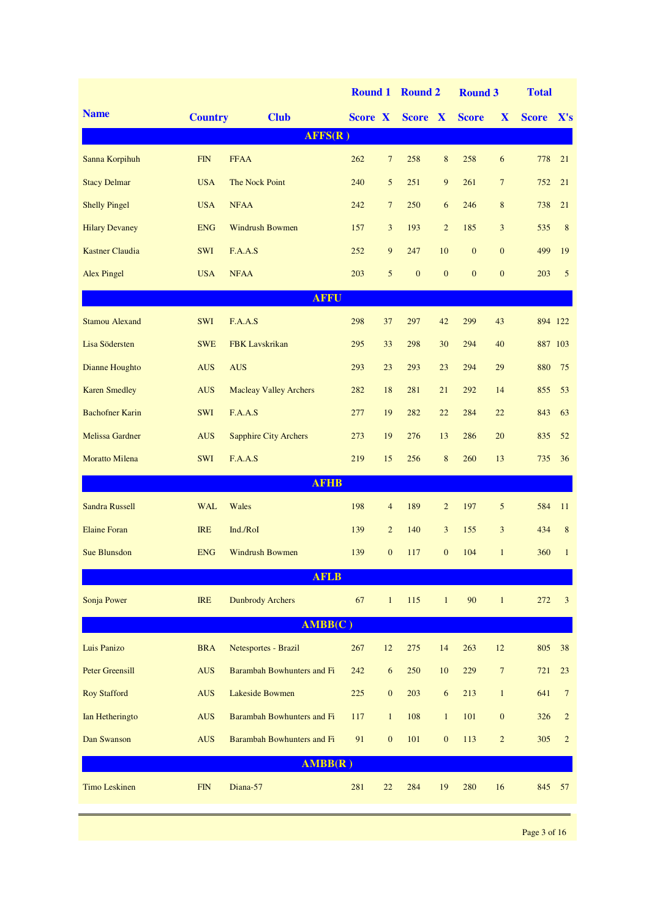| Name | Country | Club | Round 1 Score | X | Round 2 Score | X | Round 3 Score | X | Total Score | X's |
|---|---|---|---|---|---|---|---|---|---|---|
| **AFFS(R )** | | | | | | | | | | |
| Sanna Korpihuh | FIN | FFAA | 262 | 7 | 258 | 8 | 258 | 6 | 778 | 21 |
| Stacy Delmar | USA | The Nock Point | 240 | 5 | 251 | 9 | 261 | 7 | 752 | 21 |
| Shelly Pingel | USA | NFAA | 242 | 7 | 250 | 6 | 246 | 8 | 738 | 21 |
| Hilary Devaney | ENG | Windrush Bowmen | 157 | 3 | 193 | 2 | 185 | 3 | 535 | 8 |
| Kastner Claudia | SWI | F.A.A.S | 252 | 9 | 247 | 10 | 0 | 0 | 499 | 19 |
| Alex Pingel | USA | NFAA | 203 | 5 | 0 | 0 | 0 | 0 | 203 | 5 |
| **AFFU** | | | | | | | | | | |
| Stamou Alexand | SWI | F.A.A.S | 298 | 37 | 297 | 42 | 299 | 43 | 894 | 122 |
| Lisa Södersten | SWE | FBK Lavskrikan | 295 | 33 | 298 | 30 | 294 | 40 | 887 | 103 |
| Dianne Houghto | AUS | AUS | 293 | 23 | 293 | 23 | 294 | 29 | 880 | 75 |
| Karen Smedley | AUS | Macleay Valley Archers | 282 | 18 | 281 | 21 | 292 | 14 | 855 | 53 |
| Bachofner Karin | SWI | F.A.A.S | 277 | 19 | 282 | 22 | 284 | 22 | 843 | 63 |
| Melissa Gardner | AUS | Sapphire City Archers | 273 | 19 | 276 | 13 | 286 | 20 | 835 | 52 |
| Moratto Milena | SWI | F.A.A.S | 219 | 15 | 256 | 8 | 260 | 13 | 735 | 36 |
| **AFHB** | | | | | | | | | | |
| Sandra Russell | WAL | Wales | 198 | 4 | 189 | 2 | 197 | 5 | 584 | 11 |
| Elaine Foran | IRE | Ind./RoI | 139 | 2 | 140 | 3 | 155 | 3 | 434 | 8 |
| Sue Blunsdon | ENG | Windrush Bowmen | 139 | 0 | 117 | 0 | 104 | 1 | 360 | 1 |
| **AFLB** | | | | | | | | | | |
| Sonja Power | IRE | Dunbrody Archers | 67 | 1 | 115 | 1 | 90 | 1 | 272 | 3 |
| **AMBB(C )** | | | | | | | | | | |
| Luis Panizo | BRA | Netesportes - Brazil | 267 | 12 | 275 | 14 | 263 | 12 | 805 | 38 |
| Peter Greensill | AUS | Barambah Bowhunters and Fi | 242 | 6 | 250 | 10 | 229 | 7 | 721 | 23 |
| Roy Stafford | AUS | Lakeside Bowmen | 225 | 0 | 203 | 6 | 213 | 1 | 641 | 7 |
| Ian Hetheringto | AUS | Barambah Bowhunters and Fi | 117 | 1 | 108 | 1 | 101 | 0 | 326 | 2 |
| Dan Swanson | AUS | Barambah Bowhunters and Fi | 91 | 0 | 101 | 0 | 113 | 2 | 305 | 2 |
| **AMBB(R )** | | | | | | | | | | |
| Timo Leskinen | FIN | Diana-57 | 281 | 22 | 284 | 19 | 280 | 16 | 845 | 57 |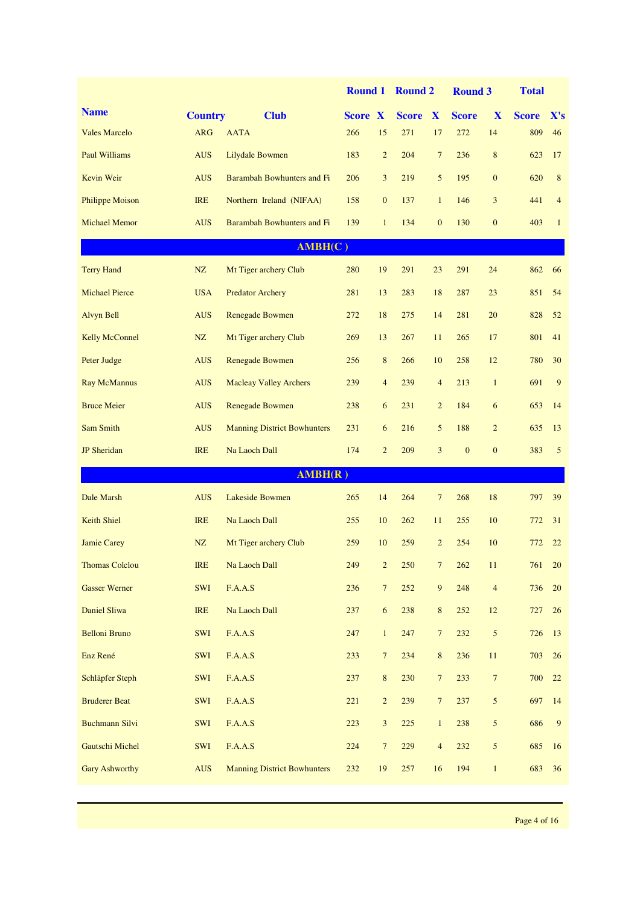| Name | Country | Club | Round 1 Score | Round 1 X | Round 2 Score | Round 2 X | Round 3 Score | Round 3 X | Total Score | Total X's |
|---|---|---|---|---|---|---|---|---|---|---|
| Vales Marcelo | ARG | AATA | 266 | 15 | 271 | 17 | 272 | 14 | 809 | 46 |
| Paul Williams | AUS | Lilydale Bowmen | 183 | 2 | 204 | 7 | 236 | 8 | 623 | 17 |
| Kevin Weir | AUS | Barambah Bowhunters and Fi | 206 | 3 | 219 | 5 | 195 | 0 | 620 | 8 |
| Philippe Moison | IRE | Northern Ireland (NIFAA) | 158 | 0 | 137 | 1 | 146 | 3 | 441 | 4 |
| Michael Memor | AUS | Barambah Bowhunters and Fi | 139 | 1 | 134 | 0 | 130 | 0 | 403 | 1 |
| **AMBH(C )** | | | | | | | | | | |
| Terry Hand | NZ | Mt Tiger archery Club | 280 | 19 | 291 | 23 | 291 | 24 | 862 | 66 |
| Michael Pierce | USA | Predator Archery | 281 | 13 | 283 | 18 | 287 | 23 | 851 | 54 |
| Alvyn Bell | AUS | Renegade Bowmen | 272 | 18 | 275 | 14 | 281 | 20 | 828 | 52 |
| Kelly McConnel | NZ | Mt Tiger archery Club | 269 | 13 | 267 | 11 | 265 | 17 | 801 | 41 |
| Peter Judge | AUS | Renegade Bowmen | 256 | 8 | 266 | 10 | 258 | 12 | 780 | 30 |
| Ray McMannus | AUS | Macleay Valley Archers | 239 | 4 | 239 | 4 | 213 | 1 | 691 | 9 |
| Bruce Meier | AUS | Renegade Bowmen | 238 | 6 | 231 | 2 | 184 | 6 | 653 | 14 |
| Sam Smith | AUS | Manning District Bowhunters | 231 | 6 | 216 | 5 | 188 | 2 | 635 | 13 |
| JP Sheridan | IRE | Na Laoch Dall | 174 | 2 | 209 | 3 | 0 | 0 | 383 | 5 |
| **AMBH(R )** | | | | | | | | | | |
| Dale Marsh | AUS | Lakeside Bowmen | 265 | 14 | 264 | 7 | 268 | 18 | 797 | 39 |
| Keith Shiel | IRE | Na Laoch Dall | 255 | 10 | 262 | 11 | 255 | 10 | 772 | 31 |
| Jamie Carey | NZ | Mt Tiger archery Club | 259 | 10 | 259 | 2 | 254 | 10 | 772 | 22 |
| Thomas Colclou | IRE | Na Laoch Dall | 249 | 2 | 250 | 7 | 262 | 11 | 761 | 20 |
| Gasser Werner | SWI | F.A.A.S | 236 | 7 | 252 | 9 | 248 | 4 | 736 | 20 |
| Daniel Sliwa | IRE | Na Laoch Dall | 237 | 6 | 238 | 8 | 252 | 12 | 727 | 26 |
| Belloni Bruno | SWI | F.A.A.S | 247 | 1 | 247 | 7 | 232 | 5 | 726 | 13 |
| Enz René | SWI | F.A.A.S | 233 | 7 | 234 | 8 | 236 | 11 | 703 | 26 |
| Schläpfer Steph | SWI | F.A.A.S | 237 | 8 | 230 | 7 | 233 | 7 | 700 | 22 |
| Bruderer Beat | SWI | F.A.A.S | 221 | 2 | 239 | 7 | 237 | 5 | 697 | 14 |
| Buchmann Silvi | SWI | F.A.A.S | 223 | 3 | 225 | 1 | 238 | 5 | 686 | 9 |
| Gautschi Michel | SWI | F.A.A.S | 224 | 7 | 229 | 4 | 232 | 5 | 685 | 16 |
| Gary Ashworthy | AUS | Manning District Bowhunters | 232 | 19 | 257 | 16 | 194 | 1 | 683 | 36 |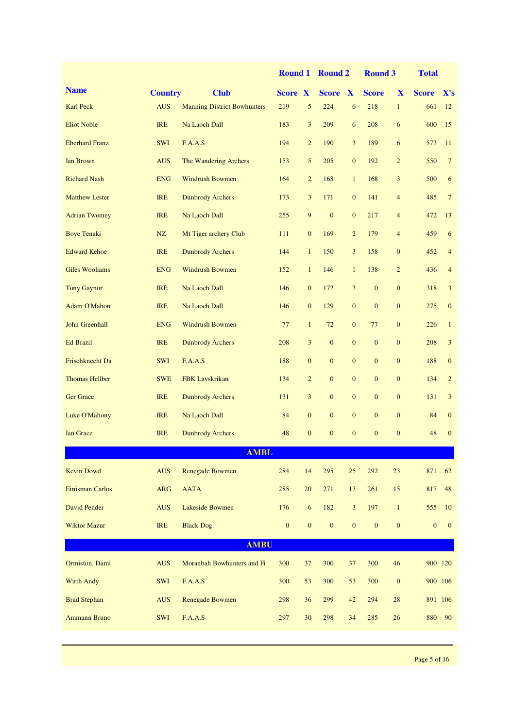| Name | Country | Club | Round 1 | | Round 2 | | Round 3 | | Total | |
|---|---|---|---|---|---|---|---|---|---|---|
| | | | Score | X | Score | X | Score | X | Score | X's |
| Karl Peck | AUS | Manning District Bowhunters | 219 | 5 | 224 | 6 | 218 | 1 | 661 | 12 |
| Eliot Noble | IRE | Na Laoch Dall | 183 | 3 | 209 | 6 | 208 | 6 | 600 | 15 |
| Eberhard Franz | SWI | F.A.A.S | 194 | 2 | 190 | 3 | 189 | 6 | 573 | 11 |
| Ian Brown | AUS | The Wandering Archers | 153 | 5 | 205 | 0 | 192 | 2 | 550 | 7 |
| Richard Nash | ENG | Windrush Bowmen | 164 | 2 | 168 | 1 | 168 | 3 | 500 | 6 |
| Matthew Lester | IRE | Dunbrody Archers | 173 | 3 | 171 | 0 | 141 | 4 | 485 | 7 |
| Adrian Twomey | IRE | Na Laoch Dall | 255 | 9 | 0 | 0 | 217 | 4 | 472 | 13 |
| Boye Tenaki | NZ | Mt Tiger archery Club | 111 | 0 | 169 | 2 | 179 | 4 | 459 | 6 |
| Edward Kehoe | IRE | Dunbrody Archers | 144 | 1 | 150 | 3 | 158 | 0 | 452 | 4 |
| Giles Wooliams | ENG | Windrush Bowmen | 152 | 1 | 146 | 1 | 138 | 2 | 436 | 4 |
| Tony Gaynor | IRE | Na Laoch Dall | 146 | 0 | 172 | 3 | 0 | 0 | 318 | 3 |
| Adam O'Mahon | IRE | Na Laoch Dall | 146 | 0 | 129 | 0 | 0 | 0 | 275 | 0 |
| John Greenhall | ENG | Windrush Bowmen | 77 | 1 | 72 | 0 | 77 | 0 | 226 | 1 |
| Ed Brazil | IRE | Dunbrody Archers | 208 | 3 | 0 | 0 | 0 | 0 | 208 | 3 |
| Frischknecht Da | SWI | F.A.A.S | 188 | 0 | 0 | 0 | 0 | 0 | 188 | 0 |
| Thomas Hellber | SWE | FBK Lavskrikan | 134 | 2 | 0 | 0 | 0 | 0 | 134 | 2 |
| Ger Grace | IRE | Dunbrody Archers | 131 | 3 | 0 | 0 | 0 | 0 | 131 | 3 |
| Luke O'Mahony | IRE | Na Laoch Dall | 84 | 0 | 0 | 0 | 0 | 0 | 84 | 0 |
| Ian Grace | IRE | Dunbrody Archers | 48 | 0 | 0 | 0 | 0 | 0 | 48 | 0 |
| **AMBL** | | | | | | | | | | |
| Kevin Dowd | AUS | Renegade Bowmen | 284 | 14 | 295 | 25 | 292 | 23 | 871 | 62 |
| Einisman Carlos | ARG | AATA | 285 | 20 | 271 | 13 | 261 | 15 | 817 | 48 |
| David Pender | AUS | Lakeside Bowmen | 176 | 6 | 182 | 3 | 197 | 1 | 555 | 10 |
| Wiktor Mazur | IRE | Black Dog | 0 | 0 | 0 | 0 | 0 | 0 | 0 | 0 |
| **AMBU** | | | | | | | | | | |
| Ormiston, Dami | AUS | Moranbah Bowhunters and Fi | 300 | 37 | 300 | 37 | 300 | 46 | 900 | 120 |
| Wirth Andy | SWI | F.A.A.S | 300 | 53 | 300 | 53 | 300 | 0 | 900 | 106 |
| Brad Stephan | AUS | Renegade Bowmen | 298 | 36 | 299 | 42 | 294 | 28 | 891 | 106 |
| Ammann Bruno | SWI | F.A.A.S | 297 | 30 | 298 | 34 | 285 | 26 | 880 | 90 |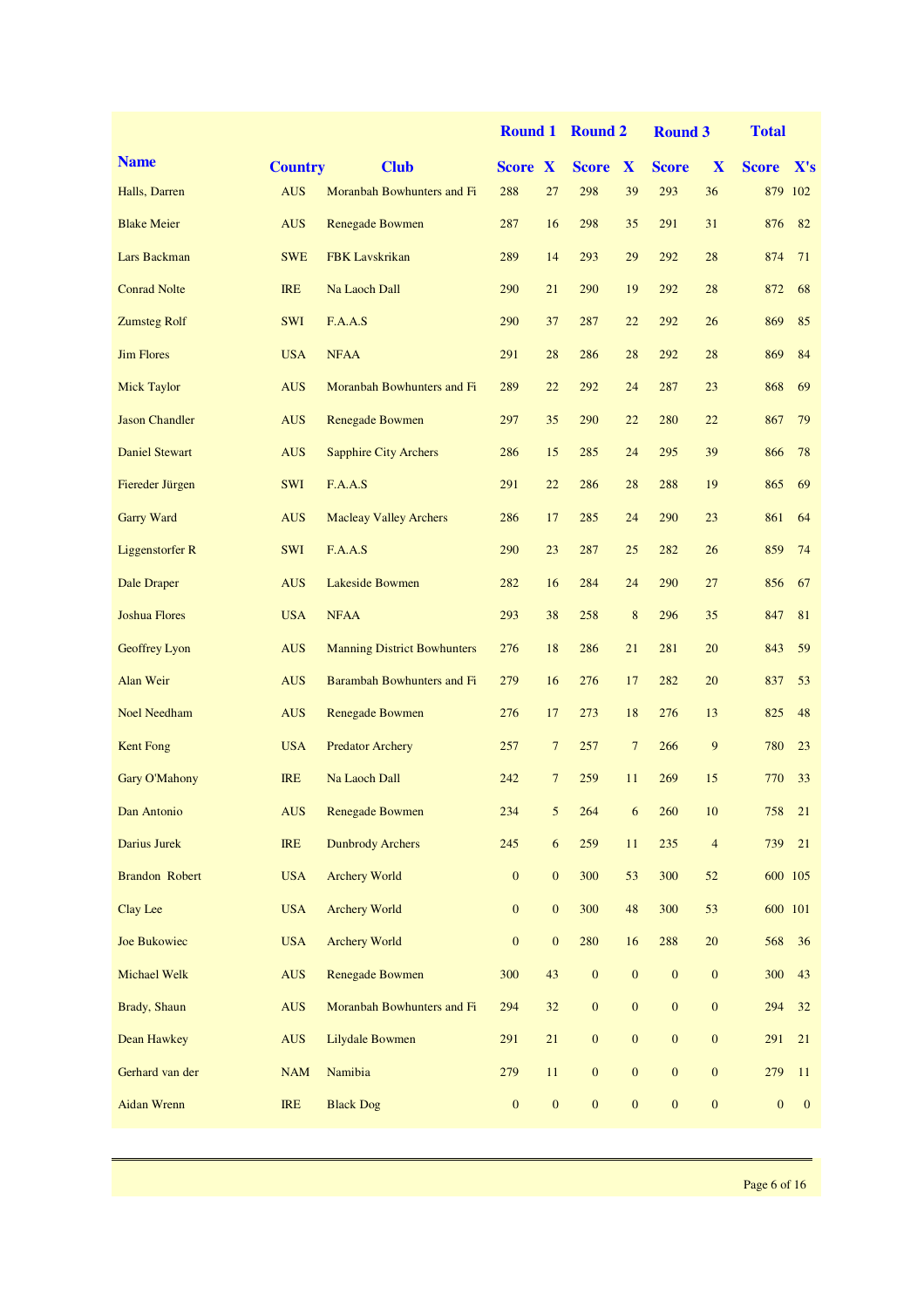| Name | Country | Club | Round 1 | | Round 2 | | Round 3 | | Total | |
|---|---|---|---|---|---|---|---|---|---|---|
| | | | Score | X | Score | X | Score | X | Score | X's |
| Halls, Darren | AUS | Moranbah Bowhunters and Fi | 288 | 27 | 298 | 39 | 293 | 36 | 879 | 102 |
| Blake Meier | AUS | Renegade Bowmen | 287 | 16 | 298 | 35 | 291 | 31 | 876 | 82 |
| Lars Backman | SWE | FBK Lavskrikan | 289 | 14 | 293 | 29 | 292 | 28 | 874 | 71 |
| Conrad Nolte | IRE | Na Laoch Dall | 290 | 21 | 290 | 19 | 292 | 28 | 872 | 68 |
| Zumsteg Rolf | SWI | F.A.A.S | 290 | 37 | 287 | 22 | 292 | 26 | 869 | 85 |
| Jim Flores | USA | NFAA | 291 | 28 | 286 | 28 | 292 | 28 | 869 | 84 |
| Mick Taylor | AUS | Moranbah Bowhunters and Fi | 289 | 22 | 292 | 24 | 287 | 23 | 868 | 69 |
| Jason Chandler | AUS | Renegade Bowmen | 297 | 35 | 290 | 22 | 280 | 22 | 867 | 79 |
| Daniel Stewart | AUS | Sapphire City Archers | 286 | 15 | 285 | 24 | 295 | 39 | 866 | 78 |
| Fiereder Jürgen | SWI | F.A.A.S | 291 | 22 | 286 | 28 | 288 | 19 | 865 | 69 |
| Garry Ward | AUS | Macleay Valley Archers | 286 | 17 | 285 | 24 | 290 | 23 | 861 | 64 |
| Liggenstorfer R | SWI | F.A.A.S | 290 | 23 | 287 | 25 | 282 | 26 | 859 | 74 |
| Dale Draper | AUS | Lakeside Bowmen | 282 | 16 | 284 | 24 | 290 | 27 | 856 | 67 |
| Joshua Flores | USA | NFAA | 293 | 38 | 258 | 8 | 296 | 35 | 847 | 81 |
| Geoffrey Lyon | AUS | Manning District Bowhunters | 276 | 18 | 286 | 21 | 281 | 20 | 843 | 59 |
| Alan Weir | AUS | Barambah Bowhunters and Fi | 279 | 16 | 276 | 17 | 282 | 20 | 837 | 53 |
| Noel Needham | AUS | Renegade Bowmen | 276 | 17 | 273 | 18 | 276 | 13 | 825 | 48 |
| Kent Fong | USA | Predator Archery | 257 | 7 | 257 | 7 | 266 | 9 | 780 | 23 |
| Gary O'Mahony | IRE | Na Laoch Dall | 242 | 7 | 259 | 11 | 269 | 15 | 770 | 33 |
| Dan Antonio | AUS | Renegade Bowmen | 234 | 5 | 264 | 6 | 260 | 10 | 758 | 21 |
| Darius Jurek | IRE | Dunbrody Archers | 245 | 6 | 259 | 11 | 235 | 4 | 739 | 21 |
| Brandon Robert | USA | Archery World | 0 | 0 | 300 | 53 | 300 | 52 | 600 | 105 |
| Clay Lee | USA | Archery World | 0 | 0 | 300 | 48 | 300 | 53 | 600 | 101 |
| Joe Bukowiec | USA | Archery World | 0 | 0 | 280 | 16 | 288 | 20 | 568 | 36 |
| Michael Welk | AUS | Renegade Bowmen | 300 | 43 | 0 | 0 | 0 | 0 | 300 | 43 |
| Brady, Shaun | AUS | Moranbah Bowhunters and Fi | 294 | 32 | 0 | 0 | 0 | 0 | 294 | 32 |
| Dean Hawkey | AUS | Lilydale Bowmen | 291 | 21 | 0 | 0 | 0 | 0 | 291 | 21 |
| Gerhard van der | NAM | Namibia | 279 | 11 | 0 | 0 | 0 | 0 | 279 | 11 |
| Aidan Wrenn | IRE | Black Dog | 0 | 0 | 0 | 0 | 0 | 0 | 0 | 0 |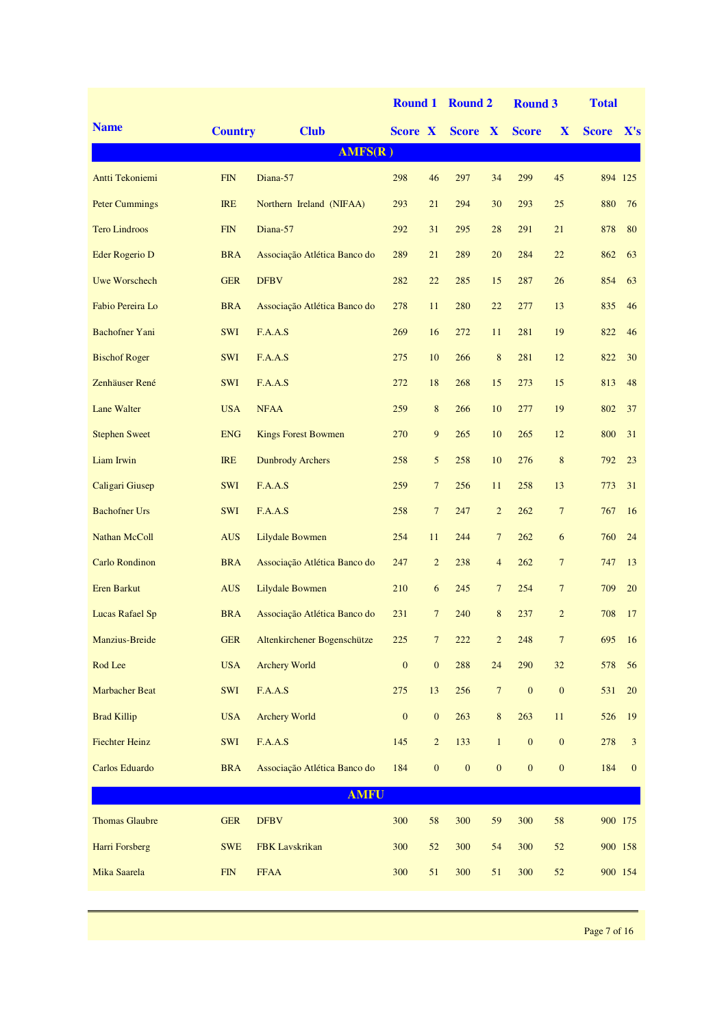| Name | Country | Club | Round 1 Score | X | Round 2 Score | X | Round 3 Score | X | Total Score | X's |
|---|---|---|---|---|---|---|---|---|---|---|
| **AMFS(R )** | | | | | | | | | | |
| Antti Tekoniemi | FIN | Diana-57 | 298 | 46 | 297 | 34 | 299 | 45 | 894 | 125 |
| Peter Cummings | IRE | Northern Ireland (NIFAA) | 293 | 21 | 294 | 30 | 293 | 25 | 880 | 76 |
| Tero Lindroos | FIN | Diana-57 | 292 | 31 | 295 | 28 | 291 | 21 | 878 | 80 |
| Eder Rogerio D | BRA | Associação Atlética Banco do | 289 | 21 | 289 | 20 | 284 | 22 | 862 | 63 |
| Uwe Worschech | GER | DFBV | 282 | 22 | 285 | 15 | 287 | 26 | 854 | 63 |
| Fabio Pereira Lo | BRA | Associação Atlética Banco do | 278 | 11 | 280 | 22 | 277 | 13 | 835 | 46 |
| Bachofner Yani | SWI | F.A.A.S | 269 | 16 | 272 | 11 | 281 | 19 | 822 | 46 |
| Bischof Roger | SWI | F.A.A.S | 275 | 10 | 266 | 8 | 281 | 12 | 822 | 30 |
| Zenhäuser René | SWI | F.A.A.S | 272 | 18 | 268 | 15 | 273 | 15 | 813 | 48 |
| Lane Walter | USA | NFAA | 259 | 8 | 266 | 10 | 277 | 19 | 802 | 37 |
| Stephen Sweet | ENG | Kings Forest Bowmen | 270 | 9 | 265 | 10 | 265 | 12 | 800 | 31 |
| Liam Irwin | IRE | Dunbrody Archers | 258 | 5 | 258 | 10 | 276 | 8 | 792 | 23 |
| Caligari Giusep | SWI | F.A.A.S | 259 | 7 | 256 | 11 | 258 | 13 | 773 | 31 |
| Bachofner Urs | SWI | F.A.A.S | 258 | 7 | 247 | 2 | 262 | 7 | 767 | 16 |
| Nathan McColl | AUS | Lilydale Bowmen | 254 | 11 | 244 | 7 | 262 | 6 | 760 | 24 |
| Carlo Rondinon | BRA | Associação Atlética Banco do | 247 | 2 | 238 | 4 | 262 | 7 | 747 | 13 |
| Eren Barkut | AUS | Lilydale Bowmen | 210 | 6 | 245 | 7 | 254 | 7 | 709 | 20 |
| Lucas Rafael Sp | BRA | Associação Atlética Banco do | 231 | 7 | 240 | 8 | 237 | 2 | 708 | 17 |
| Manzius-Breide | GER | Altenkirchener Bogenschütze | 225 | 7 | 222 | 2 | 248 | 7 | 695 | 16 |
| Rod Lee | USA | Archery World | 0 | 0 | 288 | 24 | 290 | 32 | 578 | 56 |
| Marbacher Beat | SWI | F.A.A.S | 275 | 13 | 256 | 7 | 0 | 0 | 531 | 20 |
| Brad Killip | USA | Archery World | 0 | 0 | 263 | 8 | 263 | 11 | 526 | 19 |
| Fiechter Heinz | SWI | F.A.A.S | 145 | 2 | 133 | 1 | 0 | 0 | 278 | 3 |
| Carlos Eduardo | BRA | Associação Atlética Banco do | 184 | 0 | 0 | 0 | 0 | 0 | 184 | 0 |
| **AMFU** | | | | | | | | | | |
| Thomas Glaubre | GER | DFBV | 300 | 58 | 300 | 59 | 300 | 58 | 900 | 175 |
| Harri Forsberg | SWE | FBK Lavskrikan | 300 | 52 | 300 | 54 | 300 | 52 | 900 | 158 |
| Mika Saarela | FIN | FFAA | 300 | 51 | 300 | 51 | 300 | 52 | 900 | 154 |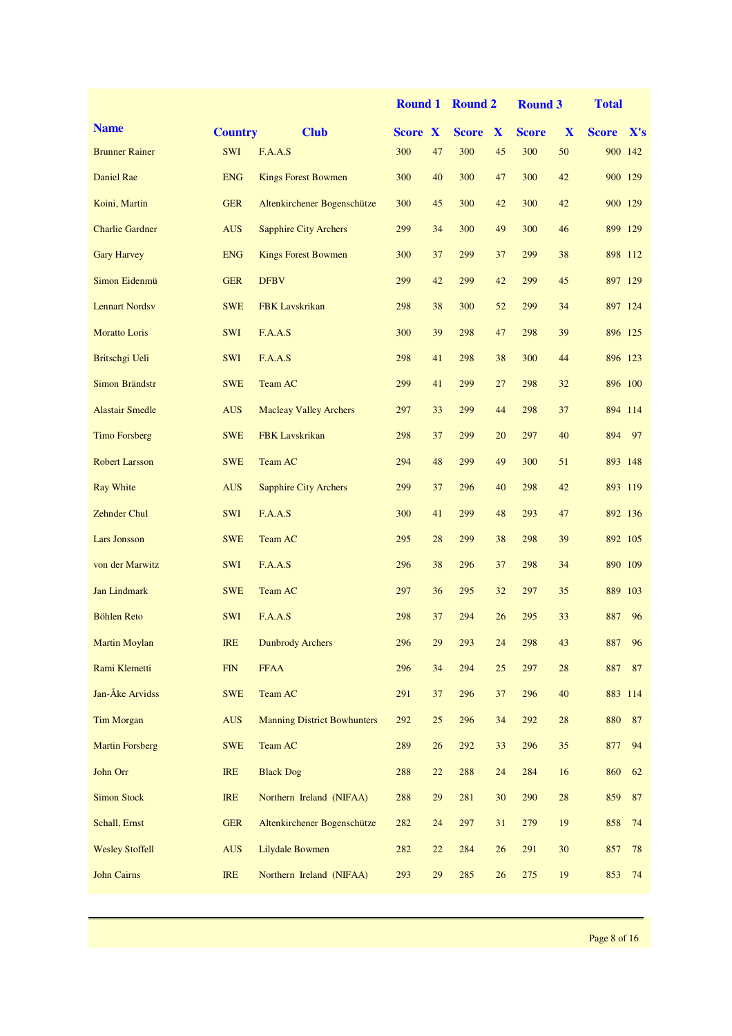| Name | Country | Club | Round 1 | | Round 2 | | Round 3 | | Total | |
|---|---|---|---|---|---|---|---|---|---|---|
| | | | Score | X | Score | X | Score | X | Score | X's |
| Brunner Rainer | SWI | F.A.A.S | 300 | 47 | 300 | 45 | 300 | 50 | 900 | 142 |
| Daniel Rae | ENG | Kings Forest Bowmen | 300 | 40 | 300 | 47 | 300 | 42 | 900 | 129 |
| Koini, Martin | GER | Altenkirchener Bogenschütze | 300 | 45 | 300 | 42 | 300 | 42 | 900 | 129 |
| Charlie Gardner | AUS | Sapphire City Archers | 299 | 34 | 300 | 49 | 300 | 46 | 899 | 129 |
| Gary Harvey | ENG | Kings Forest Bowmen | 300 | 37 | 299 | 37 | 299 | 38 | 898 | 112 |
| Simon Eidenmü | GER | DFBV | 299 | 42 | 299 | 42 | 299 | 45 | 897 | 129 |
| Lennart Nordsv | SWE | FBK Lavskrikan | 298 | 38 | 300 | 52 | 299 | 34 | 897 | 124 |
| Moratto Loris | SWI | F.A.A.S | 300 | 39 | 298 | 47 | 298 | 39 | 896 | 125 |
| Britschgi Ueli | SWI | F.A.A.S | 298 | 41 | 298 | 38 | 300 | 44 | 896 | 123 |
| Simon Brändstr | SWE | Team AC | 299 | 41 | 299 | 27 | 298 | 32 | 896 | 100 |
| Alastair Smedle | AUS | Macleay Valley Archers | 297 | 33 | 299 | 44 | 298 | 37 | 894 | 114 |
| Timo Forsberg | SWE | FBK Lavskrikan | 298 | 37 | 299 | 20 | 297 | 40 | 894 | 97 |
| Robert Larsson | SWE | Team AC | 294 | 48 | 299 | 49 | 300 | 51 | 893 | 148 |
| Ray White | AUS | Sapphire City Archers | 299 | 37 | 296 | 40 | 298 | 42 | 893 | 119 |
| Zehnder Chul | SWI | F.A.A.S | 300 | 41 | 299 | 48 | 293 | 47 | 892 | 136 |
| Lars Jonsson | SWE | Team AC | 295 | 28 | 299 | 38 | 298 | 39 | 892 | 105 |
| von der Marwitz | SWI | F.A.A.S | 296 | 38 | 296 | 37 | 298 | 34 | 890 | 109 |
| Jan Lindmark | SWE | Team AC | 297 | 36 | 295 | 32 | 297 | 35 | 889 | 103 |
| Böhlen Reto | SWI | F.A.A.S | 298 | 37 | 294 | 26 | 295 | 33 | 887 | 96 |
| Martin Moylan | IRE | Dunbrody Archers | 296 | 29 | 293 | 24 | 298 | 43 | 887 | 96 |
| Rami Klemetti | FIN | FFAA | 296 | 34 | 294 | 25 | 297 | 28 | 887 | 87 |
| Jan-Åke Arvidss | SWE | Team AC | 291 | 37 | 296 | 37 | 296 | 40 | 883 | 114 |
| Tim Morgan | AUS | Manning District Bowhunters | 292 | 25 | 296 | 34 | 292 | 28 | 880 | 87 |
| Martin Forsberg | SWE | Team AC | 289 | 26 | 292 | 33 | 296 | 35 | 877 | 94 |
| John Orr | IRE | Black Dog | 288 | 22 | 288 | 24 | 284 | 16 | 860 | 62 |
| Simon Stock | IRE | Northern Ireland (NIFAA) | 288 | 29 | 281 | 30 | 290 | 28 | 859 | 87 |
| Schall, Ernst | GER | Altenkirchener Bogenschütze | 282 | 24 | 297 | 31 | 279 | 19 | 858 | 74 |
| Wesley Stoffell | AUS | Lilydale Bowmen | 282 | 22 | 284 | 26 | 291 | 30 | 857 | 78 |
| John Cairns | IRE | Northern Ireland (NIFAA) | 293 | 29 | 285 | 26 | 275 | 19 | 853 | 74 |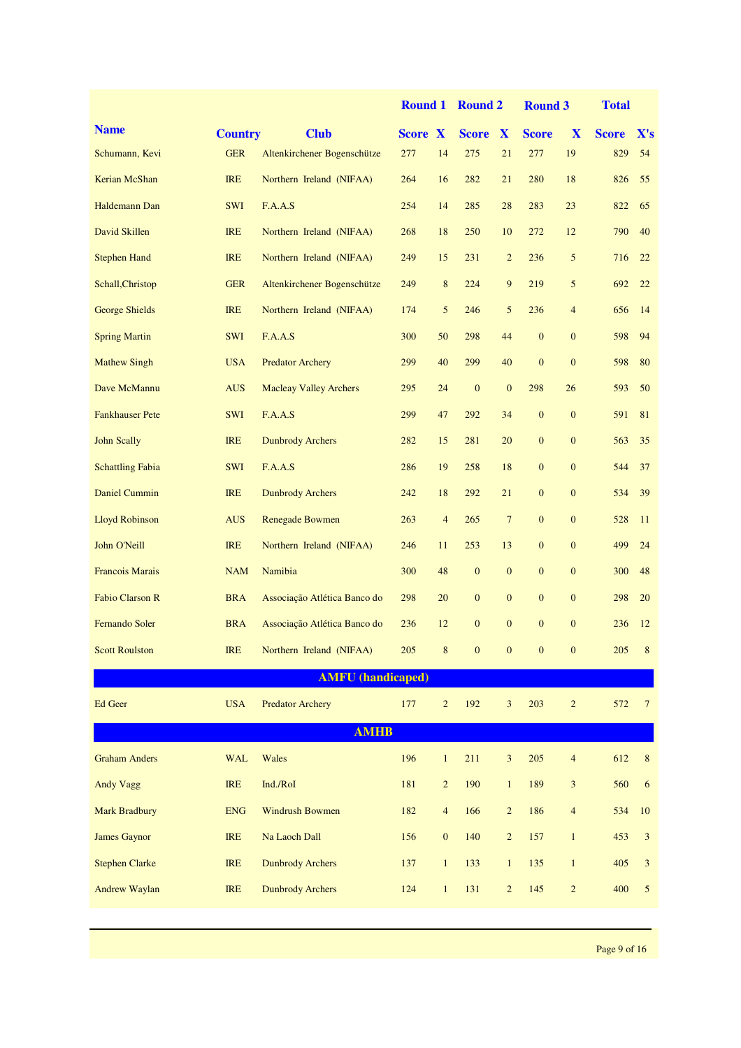| Name | Country | Club | Round 1 Score | X | Round 2 Score | X | Round 3 Score | X | Total Score | X's |
|---|---|---|---|---|---|---|---|---|---|---|
| Schumann, Kevi | GER | Altenkirchener Bogenschütze | 277 | 14 | 275 | 21 | 277 | 19 | 829 | 54 |
| Kerian McShan | IRE | Northern Ireland (NIFAA) | 264 | 16 | 282 | 21 | 280 | 18 | 826 | 55 |
| Haldemann Dan | SWI | F.A.A.S | 254 | 14 | 285 | 28 | 283 | 23 | 822 | 65 |
| David Skillen | IRE | Northern Ireland (NIFAA) | 268 | 18 | 250 | 10 | 272 | 12 | 790 | 40 |
| Stephen Hand | IRE | Northern Ireland (NIFAA) | 249 | 15 | 231 | 2 | 236 | 5 | 716 | 22 |
| Schall,Christop | GER | Altenkirchener Bogenschütze | 249 | 8 | 224 | 9 | 219 | 5 | 692 | 22 |
| George Shields | IRE | Northern Ireland (NIFAA) | 174 | 5 | 246 | 5 | 236 | 4 | 656 | 14 |
| Spring Martin | SWI | F.A.A.S | 300 | 50 | 298 | 44 | 0 | 0 | 598 | 94 |
| Mathew Singh | USA | Predator Archery | 299 | 40 | 299 | 40 | 0 | 0 | 598 | 80 |
| Dave McMannu | AUS | Macleay Valley Archers | 295 | 24 | 0 | 0 | 298 | 26 | 593 | 50 |
| Fankhauser Pete | SWI | F.A.A.S | 299 | 47 | 292 | 34 | 0 | 0 | 591 | 81 |
| John Scally | IRE | Dunbrody Archers | 282 | 15 | 281 | 20 | 0 | 0 | 563 | 35 |
| Schattling Fabia | SWI | F.A.A.S | 286 | 19 | 258 | 18 | 0 | 0 | 544 | 37 |
| Daniel Cummin | IRE | Dunbrody Archers | 242 | 18 | 292 | 21 | 0 | 0 | 534 | 39 |
| Lloyd Robinson | AUS | Renegade Bowmen | 263 | 4 | 265 | 7 | 0 | 0 | 528 | 11 |
| John O'Neill | IRE | Northern Ireland (NIFAA) | 246 | 11 | 253 | 13 | 0 | 0 | 499 | 24 |
| Francois Marais | NAM | Namibia | 300 | 48 | 0 | 0 | 0 | 0 | 300 | 48 |
| Fabio Clarson R | BRA | Associação Atlética Banco do | 298 | 20 | 0 | 0 | 0 | 0 | 298 | 20 |
| Fernando Soler | BRA | Associação Atlética Banco do | 236 | 12 | 0 | 0 | 0 | 0 | 236 | 12 |
| Scott Roulston | IRE | Northern Ireland (NIFAA) | 205 | 8 | 0 | 0 | 0 | 0 | 205 | 8 |
| **AMFU (handicaped)** | | | | | | | | | | |
| Ed Geer | USA | Predator Archery | 177 | 2 | 192 | 3 | 203 | 2 | 572 | 7 |
| **AMHB** | | | | | | | | | | |
| Graham Anders | WAL | Wales | 196 | 1 | 211 | 3 | 205 | 4 | 612 | 8 |
| Andy Vagg | IRE | Ind./RoI | 181 | 2 | 190 | 1 | 189 | 3 | 560 | 6 |
| Mark Bradbury | ENG | Windrush Bowmen | 182 | 4 | 166 | 2 | 186 | 4 | 534 | 10 |
| James Gaynor | IRE | Na Laoch Dall | 156 | 0 | 140 | 2 | 157 | 1 | 453 | 3 |
| Stephen Clarke | IRE | Dunbrody Archers | 137 | 1 | 133 | 1 | 135 | 1 | 405 | 3 |
| Andrew Waylan | IRE | Dunbrody Archers | 124 | 1 | 131 | 2 | 145 | 2 | 400 | 5 |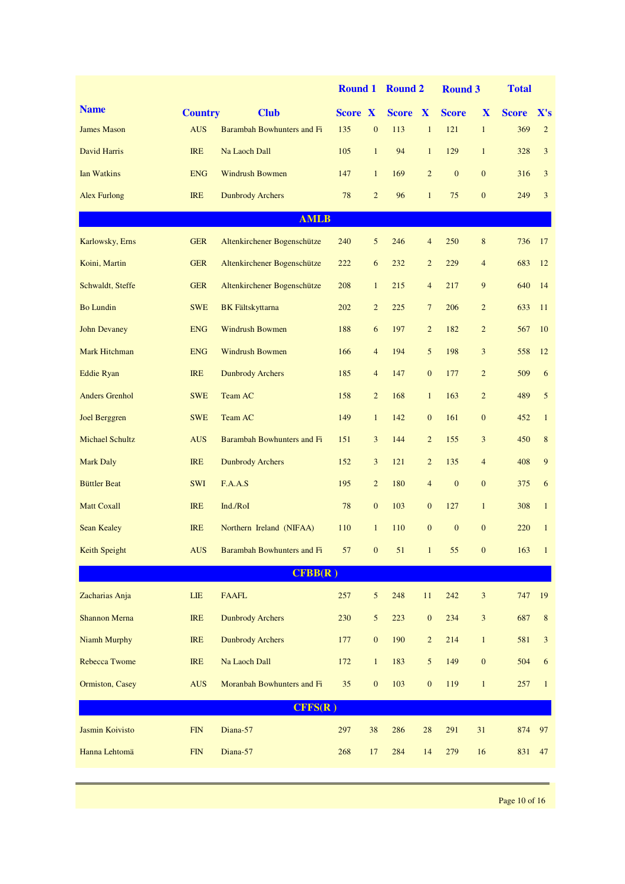| Name | Country | Club | Round 1 Score | X | Round 2 Score | X | Round 3 Score | X | Total Score | X's |
|---|---|---|---|---|---|---|---|---|---|---|
| James Mason | AUS | Barambah Bowhunters and Fi | 135 | 0 | 113 | 1 | 121 | 1 | 369 | 2 |
| David Harris | IRE | Na Laoch Dall | 105 | 1 | 94 | 1 | 129 | 1 | 328 | 3 |
| Ian Watkins | ENG | Windrush Bowmen | 147 | 1 | 169 | 2 | 0 | 0 | 316 | 3 |
| Alex Furlong | IRE | Dunbrody Archers | 78 | 2 | 96 | 1 | 75 | 0 | 249 | 3 |
| **AMLB** | | | | | | | | | | |
| Karlowsky, Erns | GER | Altenkirchener Bogenschütze | 240 | 5 | 246 | 4 | 250 | 8 | 736 | 17 |
| Koini, Martin | GER | Altenkirchener Bogenschütze | 222 | 6 | 232 | 2 | 229 | 4 | 683 | 12 |
| Schwaldt, Steffe | GER | Altenkirchener Bogenschütze | 208 | 1 | 215 | 4 | 217 | 9 | 640 | 14 |
| Bo Lundin | SWE | BK Fältskyttarna | 202 | 2 | 225 | 7 | 206 | 2 | 633 | 11 |
| John Devaney | ENG | Windrush Bowmen | 188 | 6 | 197 | 2 | 182 | 2 | 567 | 10 |
| Mark Hitchman | ENG | Windrush Bowmen | 166 | 4 | 194 | 5 | 198 | 3 | 558 | 12 |
| Eddie Ryan | IRE | Dunbrody Archers | 185 | 4 | 147 | 0 | 177 | 2 | 509 | 6 |
| Anders Grenhol | SWE | Team AC | 158 | 2 | 168 | 1 | 163 | 2 | 489 | 5 |
| Joel Berggren | SWE | Team AC | 149 | 1 | 142 | 0 | 161 | 0 | 452 | 1 |
| Michael Schultz | AUS | Barambah Bowhunters and Fi | 151 | 3 | 144 | 2 | 155 | 3 | 450 | 8 |
| Mark Daly | IRE | Dunbrody Archers | 152 | 3 | 121 | 2 | 135 | 4 | 408 | 9 |
| Büttler Beat | SWI | F.A.A.S | 195 | 2 | 180 | 4 | 0 | 0 | 375 | 6 |
| Matt Coxall | IRE | Ind./RoI | 78 | 0 | 103 | 0 | 127 | 1 | 308 | 1 |
| Sean Kealey | IRE | Northern Ireland (NIFAA) | 110 | 1 | 110 | 0 | 0 | 0 | 220 | 1 |
| Keith Speight | AUS | Barambah Bowhunters and Fi | 57 | 0 | 51 | 1 | 55 | 0 | 163 | 1 |
| **CFBB(R )** | | | | | | | | | | |
| Zacharias Anja | LIE | FAAFL | 257 | 5 | 248 | 11 | 242 | 3 | 747 | 19 |
| Shannon Merna | IRE | Dunbrody Archers | 230 | 5 | 223 | 0 | 234 | 3 | 687 | 8 |
| Niamh Murphy | IRE | Dunbrody Archers | 177 | 0 | 190 | 2 | 214 | 1 | 581 | 3 |
| Rebecca Twome | IRE | Na Laoch Dall | 172 | 1 | 183 | 5 | 149 | 0 | 504 | 6 |
| Ormiston, Casey | AUS | Moranbah Bowhunters and Fi | 35 | 0 | 103 | 0 | 119 | 1 | 257 | 1 |
| **CFFS(R )** | | | | | | | | | | |
| Jasmin Koivisto | FIN | Diana-57 | 297 | 38 | 286 | 28 | 291 | 31 | 874 | 97 |
| Hanna Lehtomä | FIN | Diana-57 | 268 | 17 | 284 | 14 | 279 | 16 | 831 | 47 |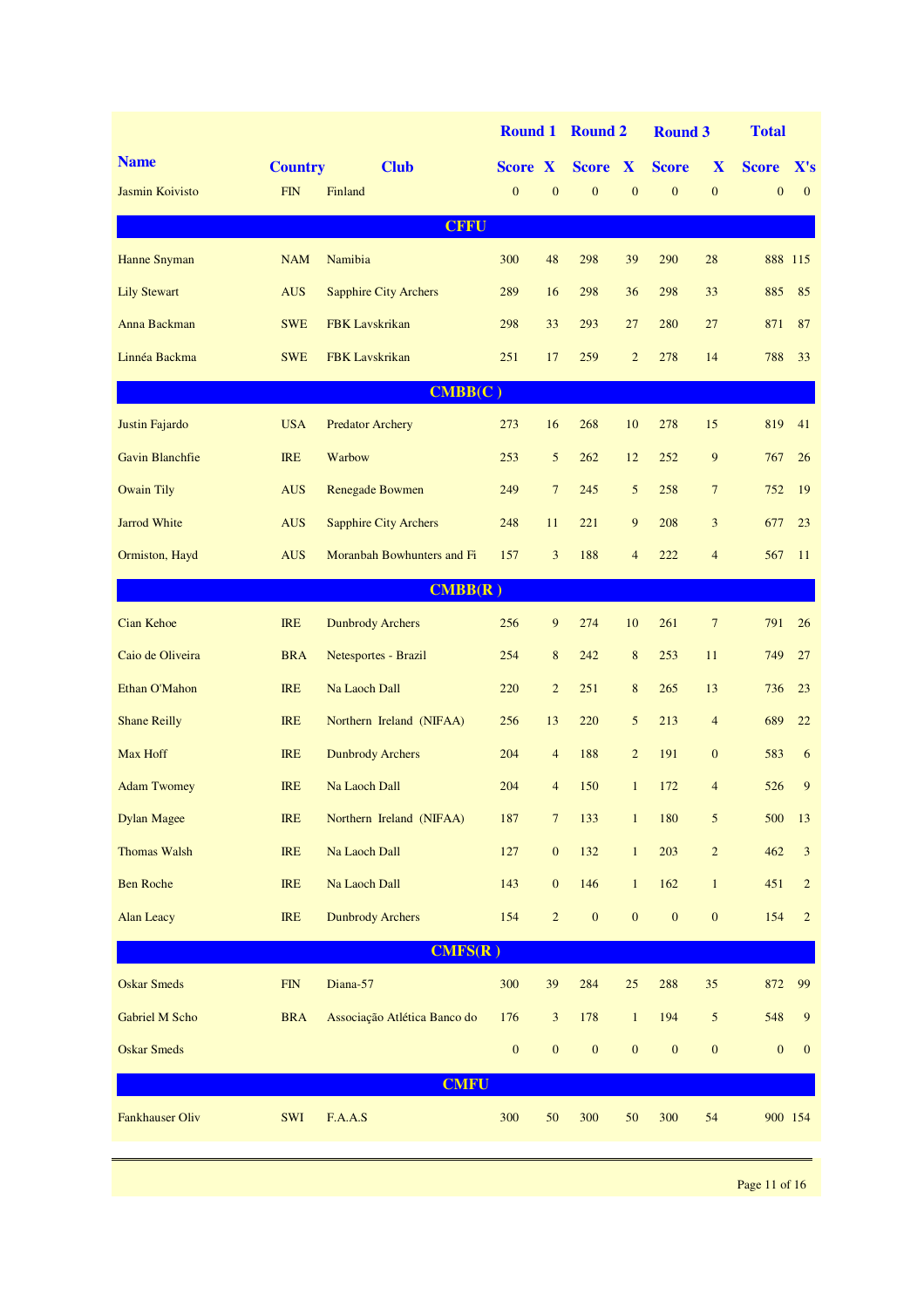| Name | Country | Club | Round 1 Score | X | Round 2 Score | X | Round 3 Score | X | Total Score | X's |
|---|---|---|---|---|---|---|---|---|---|---|
| Jasmin Koivisto | FIN | Finland | 0 | 0 | 0 | 0 | 0 | 0 | 0 | 0 |
| **CFFU** | | | | | | | | | | |
| Hanne Snyman | NAM | Namibia | 300 | 48 | 298 | 39 | 290 | 28 | 888 | 115 |
| Lily Stewart | AUS | Sapphire City Archers | 289 | 16 | 298 | 36 | 298 | 33 | 885 | 85 |
| Anna Backman | SWE | FBK Lavskrikan | 298 | 33 | 293 | 27 | 280 | 27 | 871 | 87 |
| Linnéa Backma | SWE | FBK Lavskrikan | 251 | 17 | 259 | 2 | 278 | 14 | 788 | 33 |
| **CMBB(C )** | | | | | | | | | | |
| Justin Fajardo | USA | Predator Archery | 273 | 16 | 268 | 10 | 278 | 15 | 819 | 41 |
| Gavin Blanchfie | IRE | Warbow | 253 | 5 | 262 | 12 | 252 | 9 | 767 | 26 |
| Owain Tily | AUS | Renegade Bowmen | 249 | 7 | 245 | 5 | 258 | 7 | 752 | 19 |
| Jarrod White | AUS | Sapphire City Archers | 248 | 11 | 221 | 9 | 208 | 3 | 677 | 23 |
| Ormiston, Hayd | AUS | Moranbah Bowhunters and Fi | 157 | 3 | 188 | 4 | 222 | 4 | 567 | 11 |
| **CMBB(R )** | | | | | | | | | | |
| Cian Kehoe | IRE | Dunbrody Archers | 256 | 9 | 274 | 10 | 261 | 7 | 791 | 26 |
| Caio de Oliveira | BRA | Netesportes - Brazil | 254 | 8 | 242 | 8 | 253 | 11 | 749 | 27 |
| Ethan O'Mahon | IRE | Na Laoch Dall | 220 | 2 | 251 | 8 | 265 | 13 | 736 | 23 |
| Shane Reilly | IRE | Northern Ireland (NIFAA) | 256 | 13 | 220 | 5 | 213 | 4 | 689 | 22 |
| Max Hoff | IRE | Dunbrody Archers | 204 | 4 | 188 | 2 | 191 | 0 | 583 | 6 |
| Adam Twomey | IRE | Na Laoch Dall | 204 | 4 | 150 | 1 | 172 | 4 | 526 | 9 |
| Dylan Magee | IRE | Northern Ireland (NIFAA) | 187 | 7 | 133 | 1 | 180 | 5 | 500 | 13 |
| Thomas Walsh | IRE | Na Laoch Dall | 127 | 0 | 132 | 1 | 203 | 2 | 462 | 3 |
| Ben Roche | IRE | Na Laoch Dall | 143 | 0 | 146 | 1 | 162 | 1 | 451 | 2 |
| Alan Leacy | IRE | Dunbrody Archers | 154 | 2 | 0 | 0 | 0 | 0 | 154 | 2 |
| **CMFS(R )** | | | | | | | | | | |
| Oskar Smeds | FIN | Diana-57 | 300 | 39 | 284 | 25 | 288 | 35 | 872 | 99 |
| Gabriel M Scho | BRA | Associação Atlética Banco do | 176 | 3 | 178 | 1 | 194 | 5 | 548 | 9 |
| Oskar Smeds | | | 0 | 0 | 0 | 0 | 0 | 0 | 0 | 0 |
| **CMFU** | | | | | | | | | | |
| Fankhauser Oliv | SWI | F.A.A.S | 300 | 50 | 300 | 50 | 300 | 54 | 900 | 154 |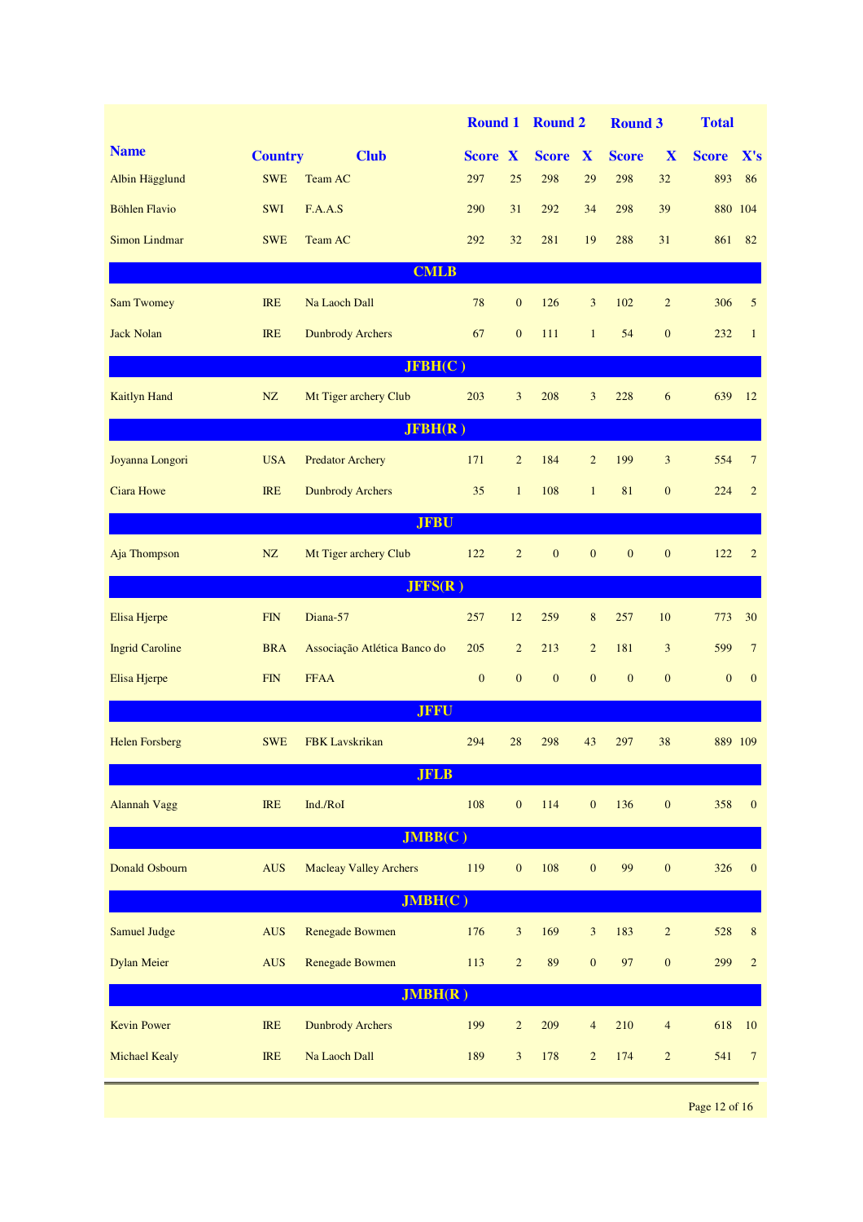| Name | Country | Club | Round 1 Score | X | Round 2 Score | X | Round 3 Score | X | Total Score | X's |
|---|---|---|---|---|---|---|---|---|---|---|
| Albin Hägglund | SWE | Team AC | 297 | 25 | 298 | 29 | 298 | 32 | 893 | 86 |
| Böhlen Flavio | SWI | F.A.A.S | 290 | 31 | 292 | 34 | 298 | 39 | 880 | 104 |
| Simon Lindmar | SWE | Team AC | 292 | 32 | 281 | 19 | 288 | 31 | 861 | 82 |
| **CMLB** | | | | | | | | | | |
| Sam Twomey | IRE | Na Laoch Dall | 78 | 0 | 126 | 3 | 102 | 2 | 306 | 5 |
| Jack Nolan | IRE | Dunbrody Archers | 67 | 0 | 111 | 1 | 54 | 0 | 232 | 1 |
| **JFBH(C )** | | | | | | | | | | |
| Kaitlyn Hand | NZ | Mt Tiger archery Club | 203 | 3 | 208 | 3 | 228 | 6 | 639 | 12 |
| **JFBH(R )** | | | | | | | | | | |
| Joyanna Longori | USA | Predator Archery | 171 | 2 | 184 | 2 | 199 | 3 | 554 | 7 |
| Ciara Howe | IRE | Dunbrody Archers | 35 | 1 | 108 | 1 | 81 | 0 | 224 | 2 |
| **JFBU** | | | | | | | | | | |
| Aja Thompson | NZ | Mt Tiger archery Club | 122 | 2 | 0 | 0 | 0 | 0 | 122 | 2 |
| **JFFS(R )** | | | | | | | | | | |
| Elisa Hjerpe | FIN | Diana-57 | 257 | 12 | 259 | 8 | 257 | 10 | 773 | 30 |
| Ingrid Caroline | BRA | Associação Atlética Banco do | 205 | 2 | 213 | 2 | 181 | 3 | 599 | 7 |
| Elisa Hjerpe | FIN | FFAA | 0 | 0 | 0 | 0 | 0 | 0 | 0 | 0 |
| **JFFU** | | | | | | | | | | |
| Helen Forsberg | SWE | FBK Lavskrikan | 294 | 28 | 298 | 43 | 297 | 38 | 889 | 109 |
| **JFLB** | | | | | | | | | | |
| Alannah Vagg | IRE | Ind./RoI | 108 | 0 | 114 | 0 | 136 | 0 | 358 | 0 |
| **JMBB(C )** | | | | | | | | | | |
| Donald Osbourn | AUS | Macleay Valley Archers | 119 | 0 | 108 | 0 | 99 | 0 | 326 | 0 |
| **JMBH(C )** | | | | | | | | | | |
| Samuel Judge | AUS | Renegade Bowmen | 176 | 3 | 169 | 3 | 183 | 2 | 528 | 8 |
| Dylan Meier | AUS | Renegade Bowmen | 113 | 2 | 89 | 0 | 97 | 0 | 299 | 2 |
| **JMBH(R )** | | | | | | | | | | |
| Kevin Power | IRE | Dunbrody Archers | 199 | 2 | 209 | 4 | 210 | 4 | 618 | 10 |
| Michael Kealy | IRE | Na Laoch Dall | 189 | 3 | 178 | 2 | 174 | 2 | 541 | 7 |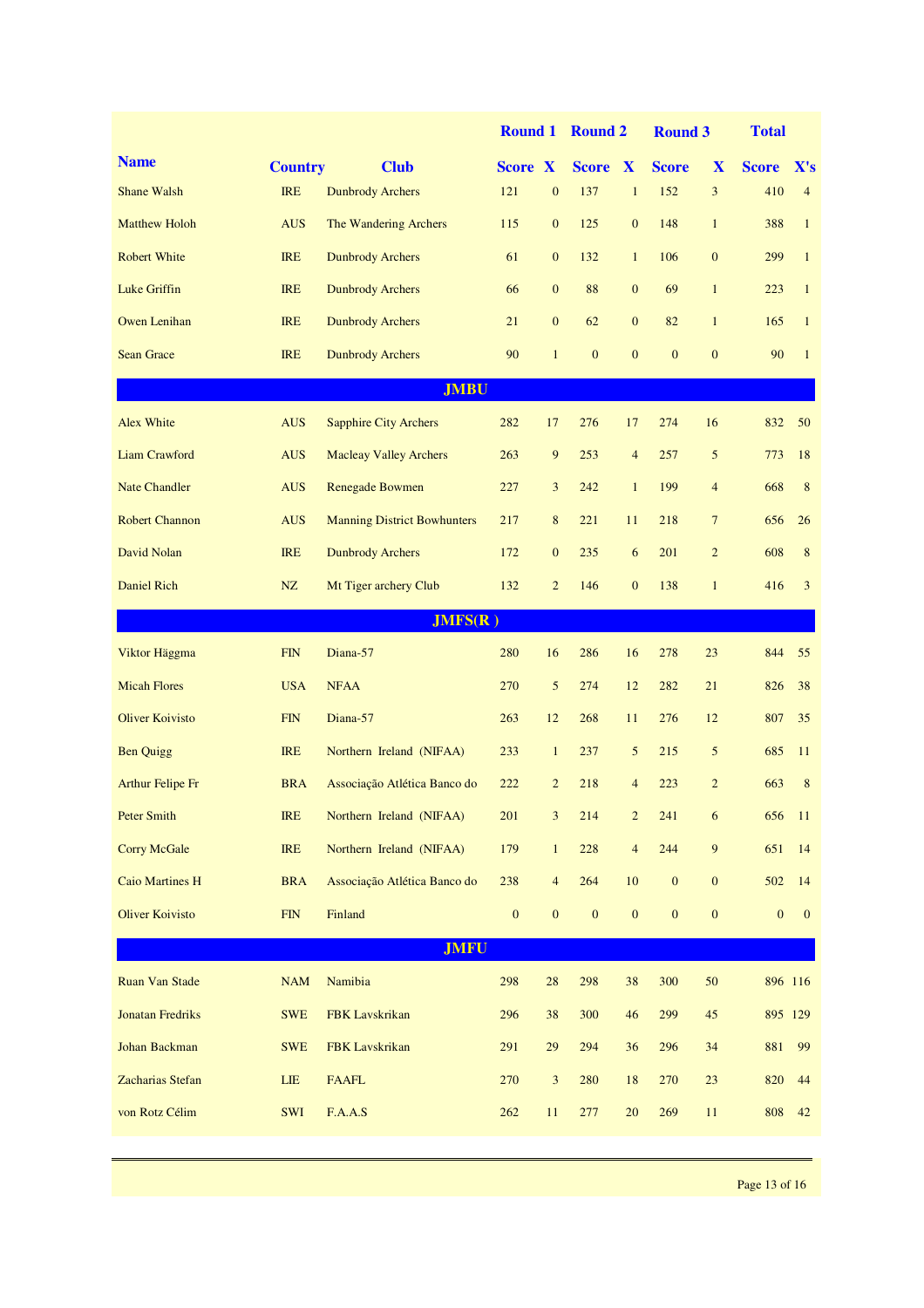| Name | Country | Club | Round 1 Score | X | Round 2 Score | X | Round 3 Score | X | Total Score | X's |
|---|---|---|---|---|---|---|---|---|---|---|
| Shane Walsh | IRE | Dunbrody Archers | 121 | 0 | 137 | 1 | 152 | 3 | 410 | 4 |
| Matthew Holoh | AUS | The Wandering Archers | 115 | 0 | 125 | 0 | 148 | 1 | 388 | 1 |
| Robert White | IRE | Dunbrody Archers | 61 | 0 | 132 | 1 | 106 | 0 | 299 | 1 |
| Luke Griffin | IRE | Dunbrody Archers | 66 | 0 | 88 | 0 | 69 | 1 | 223 | 1 |
| Owen Lenihan | IRE | Dunbrody Archers | 21 | 0 | 62 | 0 | 82 | 1 | 165 | 1 |
| Sean Grace | IRE | Dunbrody Archers | 90 | 1 | 0 | 0 | 0 | 0 | 90 | 1 |
| **JMBU** | | | | | | | | | | |
| Alex White | AUS | Sapphire City Archers | 282 | 17 | 276 | 17 | 274 | 16 | 832 | 50 |
| Liam Crawford | AUS | Macleay Valley Archers | 263 | 9 | 253 | 4 | 257 | 5 | 773 | 18 |
| Nate Chandler | AUS | Renegade Bowmen | 227 | 3 | 242 | 1 | 199 | 4 | 668 | 8 |
| Robert Channon | AUS | Manning District Bowhunters | 217 | 8 | 221 | 11 | 218 | 7 | 656 | 26 |
| David Nolan | IRE | Dunbrody Archers | 172 | 0 | 235 | 6 | 201 | 2 | 608 | 8 |
| Daniel Rich | NZ | Mt Tiger archery Club | 132 | 2 | 146 | 0 | 138 | 1 | 416 | 3 |
| **JMFS(R )** | | | | | | | | | | |
| Viktor Häggma | FIN | Diana-57 | 280 | 16 | 286 | 16 | 278 | 23 | 844 | 55 |
| Micah Flores | USA | NFAA | 270 | 5 | 274 | 12 | 282 | 21 | 826 | 38 |
| Oliver Koivisto | FIN | Diana-57 | 263 | 12 | 268 | 11 | 276 | 12 | 807 | 35 |
| Ben Quigg | IRE | Northern Ireland (NIFAA) | 233 | 1 | 237 | 5 | 215 | 5 | 685 | 11 |
| Arthur Felipe Fr | BRA | Associação Atlética Banco do | 222 | 2 | 218 | 4 | 223 | 2 | 663 | 8 |
| Peter Smith | IRE | Northern Ireland (NIFAA) | 201 | 3 | 214 | 2 | 241 | 6 | 656 | 11 |
| Corry McGale | IRE | Northern Ireland (NIFAA) | 179 | 1 | 228 | 4 | 244 | 9 | 651 | 14 |
| Caio Martines H | BRA | Associação Atlética Banco do | 238 | 4 | 264 | 10 | 0 | 0 | 502 | 14 |
| Oliver Koivisto | FIN | Finland | 0 | 0 | 0 | 0 | 0 | 0 | 0 | 0 |
| **JMFU** | | | | | | | | | | |
| Ruan Van Stade | NAM | Namibia | 298 | 28 | 298 | 38 | 300 | 50 | 896 | 116 |
| Jonatan Fredriks | SWE | FBK Lavskrikan | 296 | 38 | 300 | 46 | 299 | 45 | 895 | 129 |
| Johan Backman | SWE | FBK Lavskrikan | 291 | 29 | 294 | 36 | 296 | 34 | 881 | 99 |
| Zacharias Stefan | LIE | FAAFL | 270 | 3 | 280 | 18 | 270 | 23 | 820 | 44 |
| von Rotz Célim | SWI | F.A.A.S | 262 | 11 | 277 | 20 | 269 | 11 | 808 | 42 |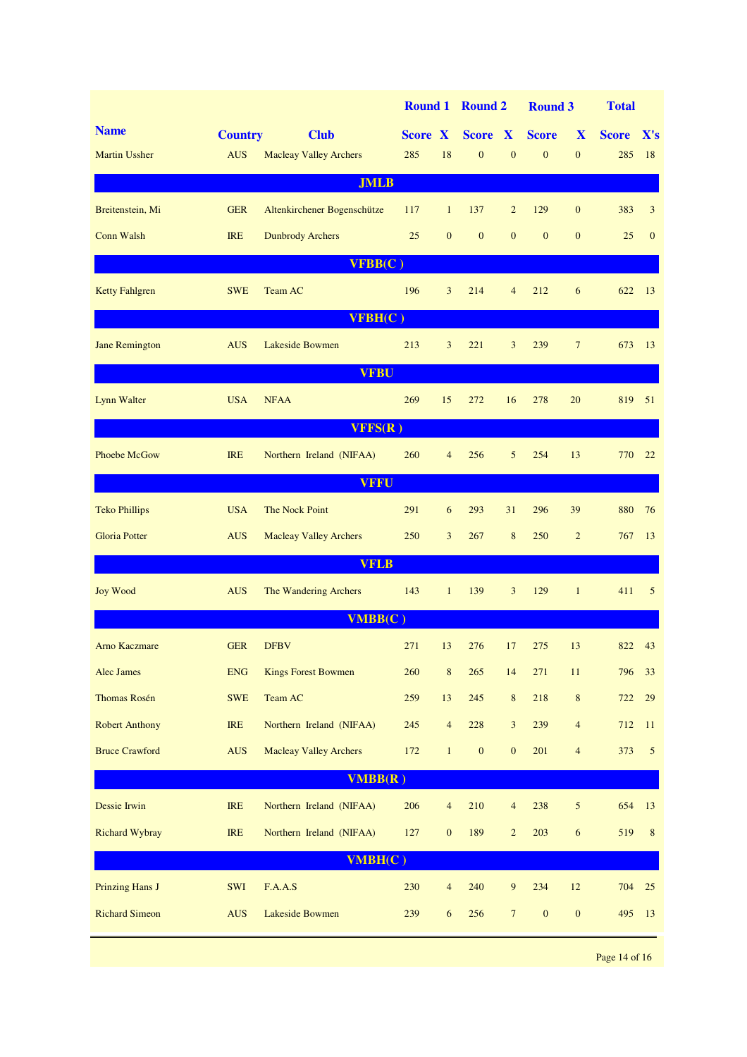| Name | Country | Club | Round 1 Score | X | Round 2 Score | X | Round 3 Score | X | Total Score | X's |
|---|---|---|---|---|---|---|---|---|---|---|
| Martin Ussher | AUS | Macleay Valley Archers | 285 | 18 | 0 | 0 | 0 | 0 | 285 | 18 |
| **JMLB** | | | | | | | | | | |
| Breitenstein, Mi | GER | Altenkirchener Bogenschütze | 117 | 1 | 137 | 2 | 129 | 0 | 383 | 3 |
| Conn Walsh | IRE | Dunbrody Archers | 25 | 0 | 0 | 0 | 0 | 0 | 25 | 0 |
| **VFBB(C )** | | | | | | | | | | |
| Ketty Fahlgren | SWE | Team AC | 196 | 3 | 214 | 4 | 212 | 6 | 622 | 13 |
| **VFBH(C )** | | | | | | | | | | |
| Jane Remington | AUS | Lakeside Bowmen | 213 | 3 | 221 | 3 | 239 | 7 | 673 | 13 |
| **VFBU** | | | | | | | | | | |
| Lynn Walter | USA | NFAA | 269 | 15 | 272 | 16 | 278 | 20 | 819 | 51 |
| **VFFS(R )** | | | | | | | | | | |
| Phoebe McGow | IRE | Northern Ireland (NIFAA) | 260 | 4 | 256 | 5 | 254 | 13 | 770 | 22 |
| **VFFU** | | | | | | | | | | |
| Teko Phillips | USA | The Nock Point | 291 | 6 | 293 | 31 | 296 | 39 | 880 | 76 |
| Gloria Potter | AUS | Macleay Valley Archers | 250 | 3 | 267 | 8 | 250 | 2 | 767 | 13 |
| **VFLB** | | | | | | | | | | |
| Joy Wood | AUS | The Wandering Archers | 143 | 1 | 139 | 3 | 129 | 1 | 411 | 5 |
| **VMBB(C )** | | | | | | | | | | |
| Arno Kaczmare | GER | DFBV | 271 | 13 | 276 | 17 | 275 | 13 | 822 | 43 |
| Alec James | ENG | Kings Forest Bowmen | 260 | 8 | 265 | 14 | 271 | 11 | 796 | 33 |
| Thomas Rosén | SWE | Team AC | 259 | 13 | 245 | 8 | 218 | 8 | 722 | 29 |
| Robert Anthony | IRE | Northern Ireland (NIFAA) | 245 | 4 | 228 | 3 | 239 | 4 | 712 | 11 |
| Bruce Crawford | AUS | Macleay Valley Archers | 172 | 1 | 0 | 0 | 201 | 4 | 373 | 5 |
| **VMBB(R )** | | | | | | | | | | |
| Dessie Irwin | IRE | Northern Ireland (NIFAA) | 206 | 4 | 210 | 4 | 238 | 5 | 654 | 13 |
| Richard Wybray | IRE | Northern Ireland (NIFAA) | 127 | 0 | 189 | 2 | 203 | 6 | 519 | 8 |
| **VMBH(C )** | | | | | | | | | | |
| Prinzing Hans J | SWI | F.A.A.S | 230 | 4 | 240 | 9 | 234 | 12 | 704 | 25 |
| Richard Simeon | AUS | Lakeside Bowmen | 239 | 6 | 256 | 7 | 0 | 0 | 495 | 13 |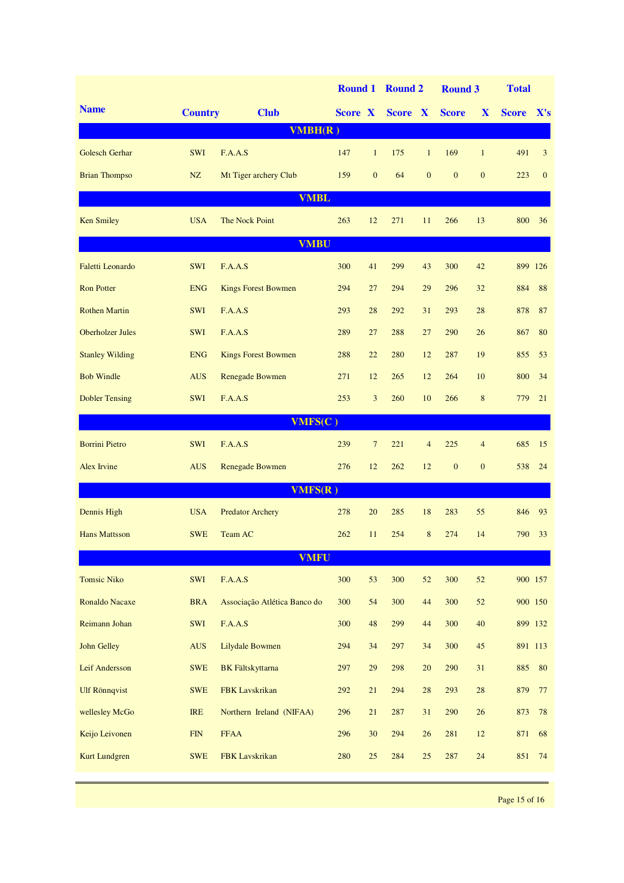| Name | Country | Club | Round 1 Score | X | Round 2 Score | X | Round 3 Score | X | Total Score | X's |
|---|---|---|---|---|---|---|---|---|---|---|
| **VMBH(R )** | | | | | | | | | | |
| Golesch Gerhar | SWI | F.A.A.S | 147 | 1 | 175 | 1 | 169 | 1 | 491 | 3 |
| Brian Thompso | NZ | Mt Tiger archery Club | 159 | 0 | 64 | 0 | 0 | 0 | 223 | 0 |
| **VMBL** | | | | | | | | | | |
| Ken Smiley | USA | The Nock Point | 263 | 12 | 271 | 11 | 266 | 13 | 800 | 36 |
| **VMBU** | | | | | | | | | | |
| Faletti Leonardo | SWI | F.A.A.S | 300 | 41 | 299 | 43 | 300 | 42 | 899 | 126 |
| Ron Potter | ENG | Kings Forest Bowmen | 294 | 27 | 294 | 29 | 296 | 32 | 884 | 88 |
| Rothen Martin | SWI | F.A.A.S | 293 | 28 | 292 | 31 | 293 | 28 | 878 | 87 |
| Oberholzer Jules | SWI | F.A.A.S | 289 | 27 | 288 | 27 | 290 | 26 | 867 | 80 |
| Stanley Wilding | ENG | Kings Forest Bowmen | 288 | 22 | 280 | 12 | 287 | 19 | 855 | 53 |
| Bob Windle | AUS | Renegade Bowmen | 271 | 12 | 265 | 12 | 264 | 10 | 800 | 34 |
| Dobler Tensing | SWI | F.A.A.S | 253 | 3 | 260 | 10 | 266 | 8 | 779 | 21 |
| **VMFS(C )** | | | | | | | | | | |
| Borrini Pietro | SWI | F.A.A.S | 239 | 7 | 221 | 4 | 225 | 4 | 685 | 15 |
| Alex Irvine | AUS | Renegade Bowmen | 276 | 12 | 262 | 12 | 0 | 0 | 538 | 24 |
| **VMFS(R )** | | | | | | | | | | |
| Dennis High | USA | Predator Archery | 278 | 20 | 285 | 18 | 283 | 55 | 846 | 93 |
| Hans Mattsson | SWE | Team AC | 262 | 11 | 254 | 8 | 274 | 14 | 790 | 33 |
| **VMFU** | | | | | | | | | | |
| Tomsic Niko | SWI | F.A.A.S | 300 | 53 | 300 | 52 | 300 | 52 | 900 | 157 |
| Ronaldo Nacaxe | BRA | Associação Atlética Banco do | 300 | 54 | 300 | 44 | 300 | 52 | 900 | 150 |
| Reimann Johan | SWI | F.A.A.S | 300 | 48 | 299 | 44 | 300 | 40 | 899 | 132 |
| John Gelley | AUS | Lilydale Bowmen | 294 | 34 | 297 | 34 | 300 | 45 | 891 | 113 |
| Leif Andersson | SWE | BK Fältskyttarna | 297 | 29 | 298 | 20 | 290 | 31 | 885 | 80 |
| Ulf Rönnqvist | SWE | FBK Lavskrikan | 292 | 21 | 294 | 28 | 293 | 28 | 879 | 77 |
| wellesley McGo | IRE | Northern Ireland (NIFAA) | 296 | 21 | 287 | 31 | 290 | 26 | 873 | 78 |
| Keijo Leivonen | FIN | FFAA | 296 | 30 | 294 | 26 | 281 | 12 | 871 | 68 |
| Kurt Lundgren | SWE | FBK Lavskrikan | 280 | 25 | 284 | 25 | 287 | 24 | 851 | 74 |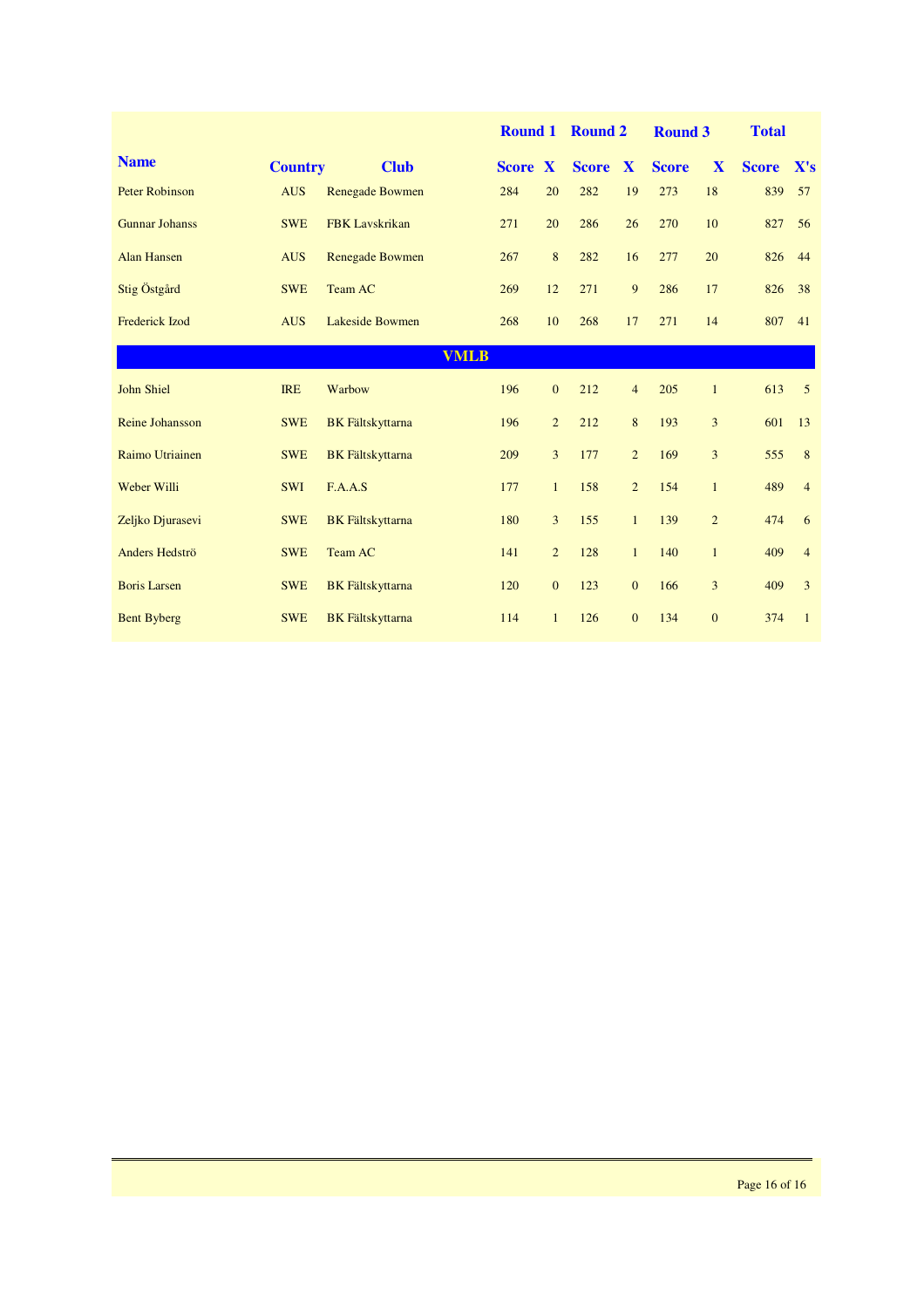| | | | Round 1 | | Round 2 | | Round 3 | | Total | |
|---|---|---|---|---|---|---|---|---|---|---|
| **Name** | **Country** | **Club** | **Score** | **X** | **Score** | **X** | **Score** | **X** | **Score** | **X's** |
| Peter Robinson | AUS | Renegade Bowmen | 284 | 20 | 282 | 19 | 273 | 18 | 839 | 57 |
| Gunnar Johanss | SWE | FBK Lavskrikan | 271 | 20 | 286 | 26 | 270 | 10 | 827 | 56 |
| Alan Hansen | AUS | Renegade Bowmen | 267 | 8 | 282 | 16 | 277 | 20 | 826 | 44 |
| Stig Östgård | SWE | Team AC | 269 | 12 | 271 | 9 | 286 | 17 | 826 | 38 |
| Frederick Izod | AUS | Lakeside Bowmen | 268 | 10 | 268 | 17 | 271 | 14 | 807 | 41 |
| **VMLB** | | | | | | | | | | |
| John Shiel | IRE | Warbow | 196 | 0 | 212 | 4 | 205 | 1 | 613 | 5 |
| Reine Johansson | SWE | BK Fältskyttarna | 196 | 2 | 212 | 8 | 193 | 3 | 601 | 13 |
| Raimo Utriainen | SWE | BK Fältskyttarna | 209 | 3 | 177 | 2 | 169 | 3 | 555 | 8 |
| Weber Willi | SWI | F.A.A.S | 177 | 1 | 158 | 2 | 154 | 1 | 489 | 4 |
| Zeljko Djurasevi | SWE | BK Fältskyttarna | 180 | 3 | 155 | 1 | 139 | 2 | 474 | 6 |
| Anders Hedströ | SWE | Team AC | 141 | 2 | 128 | 1 | 140 | 1 | 409 | 4 |
| Boris Larsen | SWE | BK Fältskyttarna | 120 | 0 | 123 | 0 | 166 | 3 | 409 | 3 |
| Bent Byberg | SWE | BK Fältskyttarna | 114 | 1 | 126 | 0 | 134 | 0 | 374 | 1 |